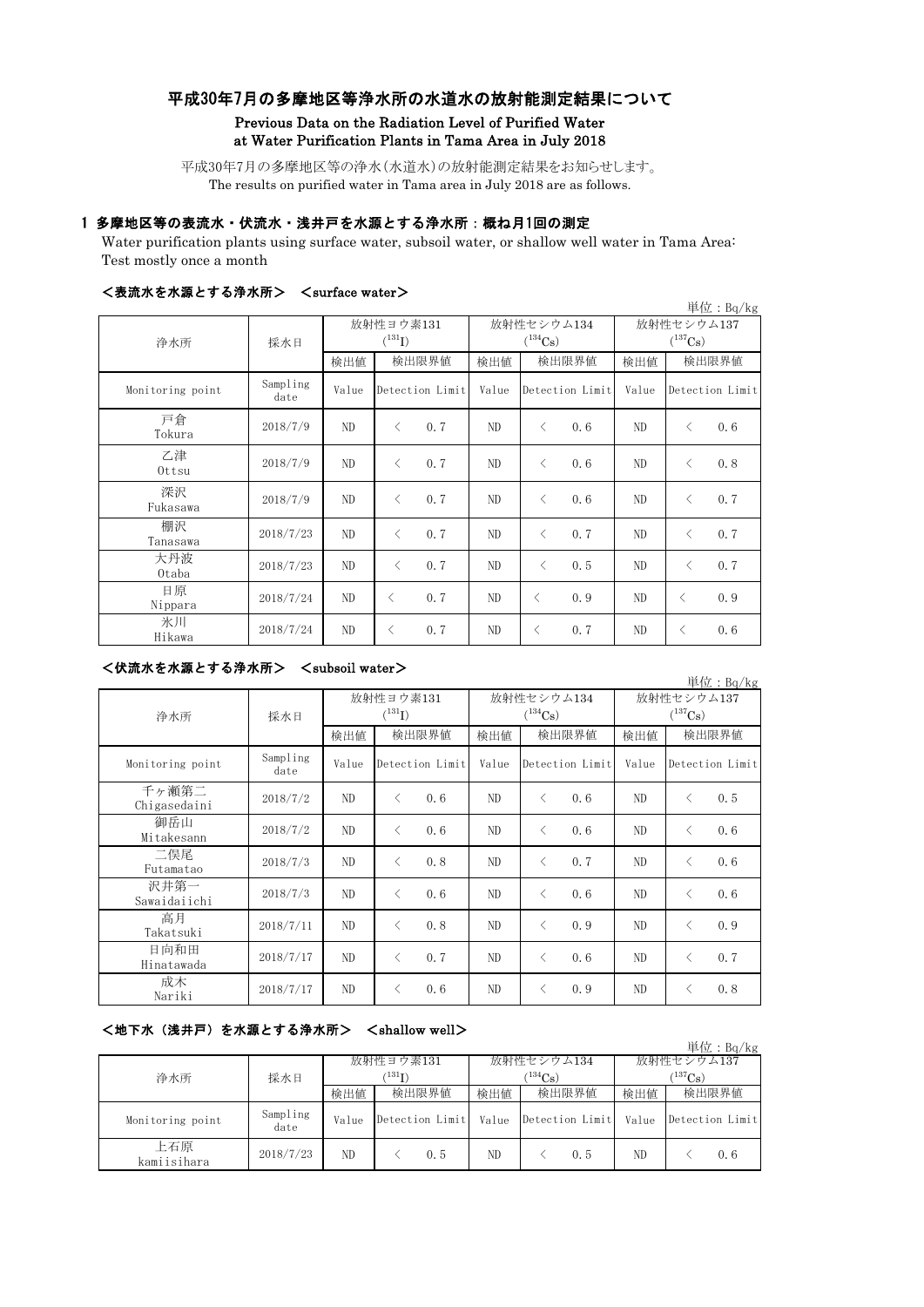# 平成30年7月の多摩地区等浄水所の水道水の放射能測定結果について

## Previous Data on the Radiation Level of Purified Water at Water Purification Plants in Tama Area in July 2018

平成30年7月の多摩地区等の浄水(水道水)の放射能測定結果をお知らせします。
The results on purified water in Tama area in July 2018 are as follows.

### 1 多摩地区等の表流水・伏流水・浅井戸を水源とする浄水所：概ね月1回の測定

Water purification plants using surface water, subsoil water, or shallow well water in Tama Area: Test mostly once a month

#### ＜表流水を水源とする浄水所＞　＜surface water＞

単位：Bq/kg

| 浄水所 | 採水日 | 放射性ヨウ素131 ($^{131}I$) | | 放射性セシウム134 ($^{134}Cs$) | | 放射性セシウム137 ($^{137}Cs$) | |
|---|---|---|---|---|---|---|---|
| | | 検出値 | 検出限界値 | 検出値 | 検出限界値 | 検出値 | 検出限界値 |
| Monitoring point | Sampling date | Value | Detection Limit | Value | Detection Limit | Value | Detection Limit |
| 戸倉 Tokura | 2018/7/9 | ND | ＜ 0.7 | ND | ＜ 0.6 | ND | ＜ 0.6 |
| 乙津 Ottsu | 2018/7/9 | ND | ＜ 0.7 | ND | ＜ 0.6 | ND | ＜ 0.8 |
| 深沢 Fukasawa | 2018/7/9 | ND | ＜ 0.7 | ND | ＜ 0.6 | ND | ＜ 0.7 |
| 棚沢 Tanasawa | 2018/7/23 | ND | ＜ 0.7 | ND | ＜ 0.7 | ND | ＜ 0.7 |
| 大丹波 Otaba | 2018/7/23 | ND | ＜ 0.7 | ND | ＜ 0.5 | ND | ＜ 0.7 |
| 日原 Nippara | 2018/7/24 | ND | ＜ 0.7 | ND | ＜ 0.9 | ND | ＜ 0.9 |
| 氷川 Hikawa | 2018/7/24 | ND | ＜ 0.7 | ND | ＜ 0.7 | ND | ＜ 0.6 |

#### ＜伏流水を水源とする浄水所＞　＜subsoil water＞

単位：Bq/kg

| 浄水所 | 採水日 | 放射性ヨウ素131 ($^{131}I$) | | 放射性セシウム134 ($^{134}Cs$) | | 放射性セシウム137 ($^{137}Cs$) | |
|---|---|---|---|---|---|---|---|
| | | 検出値 | 検出限界値 | 検出値 | 検出限界値 | 検出値 | 検出限界値 |
| Monitoring point | Sampling date | Value | Detection Limit | Value | Detection Limit | Value | Detection Limit |
| 千ヶ瀬第二 Chigasedaini | 2018/7/2 | ND | ＜ 0.6 | ND | ＜ 0.6 | ND | ＜ 0.5 |
| 御岳山 Mitakesann | 2018/7/2 | ND | ＜ 0.6 | ND | ＜ 0.6 | ND | ＜ 0.6 |
| 二俣尾 Futamatao | 2018/7/3 | ND | ＜ 0.8 | ND | ＜ 0.7 | ND | ＜ 0.6 |
| 沢井第一 Sawaidaiichi | 2018/7/3 | ND | ＜ 0.6 | ND | ＜ 0.6 | ND | ＜ 0.6 |
| 高月 Takatsuki | 2018/7/11 | ND | ＜ 0.8 | ND | ＜ 0.9 | ND | ＜ 0.9 |
| 日向和田 Hinatawada | 2018/7/17 | ND | ＜ 0.7 | ND | ＜ 0.6 | ND | ＜ 0.7 |
| 成木 Nariki | 2018/7/17 | ND | ＜ 0.6 | ND | ＜ 0.9 | ND | ＜ 0.8 |

#### ＜地下水（浅井戸）を水源とする浄水所＞　＜shallow well＞

単位：Bq/kg

| 浄水所 | 採水日 | 放射性ヨウ素131 ($^{131}I$) | | 放射性セシウム134 ($^{134}Cs$) | | 放射性セシウム137 ($^{137}Cs$) | |
|---|---|---|---|---|---|---|---|
| | | 検出値 | 検出限界値 | 検出値 | 検出限界値 | 検出値 | 検出限界値 |
| Monitoring point | Sampling date | Value | Detection Limit | Value | Detection Limit | Value | Detection Limit |
| 上石原 kamiisihara | 2018/7/23 | ND | ＜ 0.5 | ND | ＜ 0.5 | ND | ＜ 0.6 |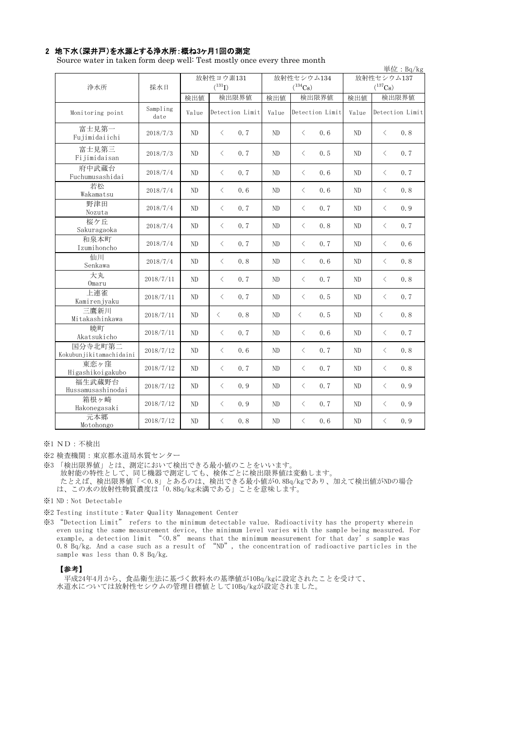## 2 地下水(深井戸)を水源とする浄水所:概ね3ヶ月1回の測定

Source water in taken form deep well: Test mostly once every three month

単位：Bq/kg

| 浄水所 | 採水日 | 放射性ヨウ素131 ($^{131}I$) | | | 放射性セシウム134 ($^{134}Cs$) | | | 放射性セシウム137 ($^{137}Cs$) | | |
|---|---|---|---|---|---|---|---|---|---|---|
| | | 検出値 | 検出限界値 | | 検出値 | 検出限界値 | | 検出値 | 検出限界値 | |
| Monitoring point | Sampling date | Value | Detection Limit | | Value | Detection Limit | | Value | Detection Limit | |
| 富士見第一 Fujimidaiichi | 2018/7/3 | ND | < | 0.7 | ND | < | 0.6 | ND | < | 0.8 |
| 富士見第三 Fijimidaisan | 2018/7/3 | ND | < | 0.7 | ND | < | 0.5 | ND | < | 0.7 |
| 府中武蔵台 Fuchumusashidai | 2018/7/4 | ND | < | 0.7 | ND | < | 0.6 | ND | < | 0.7 |
| 若松 Wakamatsu | 2018/7/4 | ND | < | 0.6 | ND | < | 0.6 | ND | < | 0.8 |
| 野津田 Nozuta | 2018/7/4 | ND | < | 0.7 | ND | < | 0.7 | ND | < | 0.9 |
| 桜ケ丘 Sakuragaoka | 2018/7/4 | ND | < | 0.7 | ND | < | 0.8 | ND | < | 0.7 |
| 和泉本町 Izumihoncho | 2018/7/4 | ND | < | 0.7 | ND | < | 0.7 | ND | < | 0.6 |
| 仙川 Senkawa | 2018/7/4 | ND | < | 0.8 | ND | < | 0.6 | ND | < | 0.8 |
| 大丸 Omaru | 2018/7/11 | ND | < | 0.7 | ND | < | 0.7 | ND | < | 0.8 |
| 上連雀 Kamirenjyaku | 2018/7/11 | ND | < | 0.7 | ND | < | 0.5 | ND | < | 0.7 |
| 三鷹新川 Mitakashinkawa | 2018/7/11 | ND | < | 0.8 | ND | < | 0.5 | ND | < | 0.8 |
| 暁町 Akatsukicho | 2018/7/11 | ND | < | 0.7 | ND | < | 0.6 | ND | < | 0.7 |
| 国分寺北町第二 Kokubunjikitamachidaini | 2018/7/12 | ND | < | 0.6 | ND | < | 0.7 | ND | < | 0.8 |
| 東恋ヶ窪 Higashikoigakubo | 2018/7/12 | ND | < | 0.7 | ND | < | 0.7 | ND | < | 0.8 |
| 福生武蔵野台 Hussamusashinodai | 2018/7/12 | ND | < | 0.9 | ND | < | 0.7 | ND | < | 0.9 |
| 箱根ヶ崎 Hakonegasaki | 2018/7/12 | ND | < | 0.9 | ND | < | 0.7 | ND | < | 0.9 |
| 元本郷 Motohongo | 2018/7/12 | ND | < | 0.8 | ND | < | 0.6 | ND | < | 0.9 |

※1 ＮＤ：不検出

※2 検査機関：東京都水道局水質センター

※3 「検出限界値」とは、測定において検出できる最小値のことをいいます。
放射能の特性として、同じ機器で測定しても、検体ごとに検出限界値は変動します。
たとえば、検出限界値「<0.8」とあるのは、検出できる最小値が0.8Bq/kgであり、加えて検出値がNDの場合は、この水の放射性物質濃度は「0.8Bq/kg未満である」ことを意味します。

※1 ND：Not Detectable

※2 Testing institute：Water Quality Management Center

※3 "Detection Limit" refers to the minimum detectable value. Radioactivity has the property wherein even using the same measurement device, the minimum level varies with the sample being measured. For example, a detection limit "<0.8" means that the minimum measurement for that day's sample was 0.8 Bq/kg. And a case such as a result of "ND", the concentration of radioactive particles in the sample was less than 0.8 Bq/kg.

【参考】

平成24年4月から、食品衛生法に基づく飲料水の基準値が10Bq/kgに設定されたことを受けて、水道水については放射性セシウムの管理目標値として10Bq/kgが設定されました。